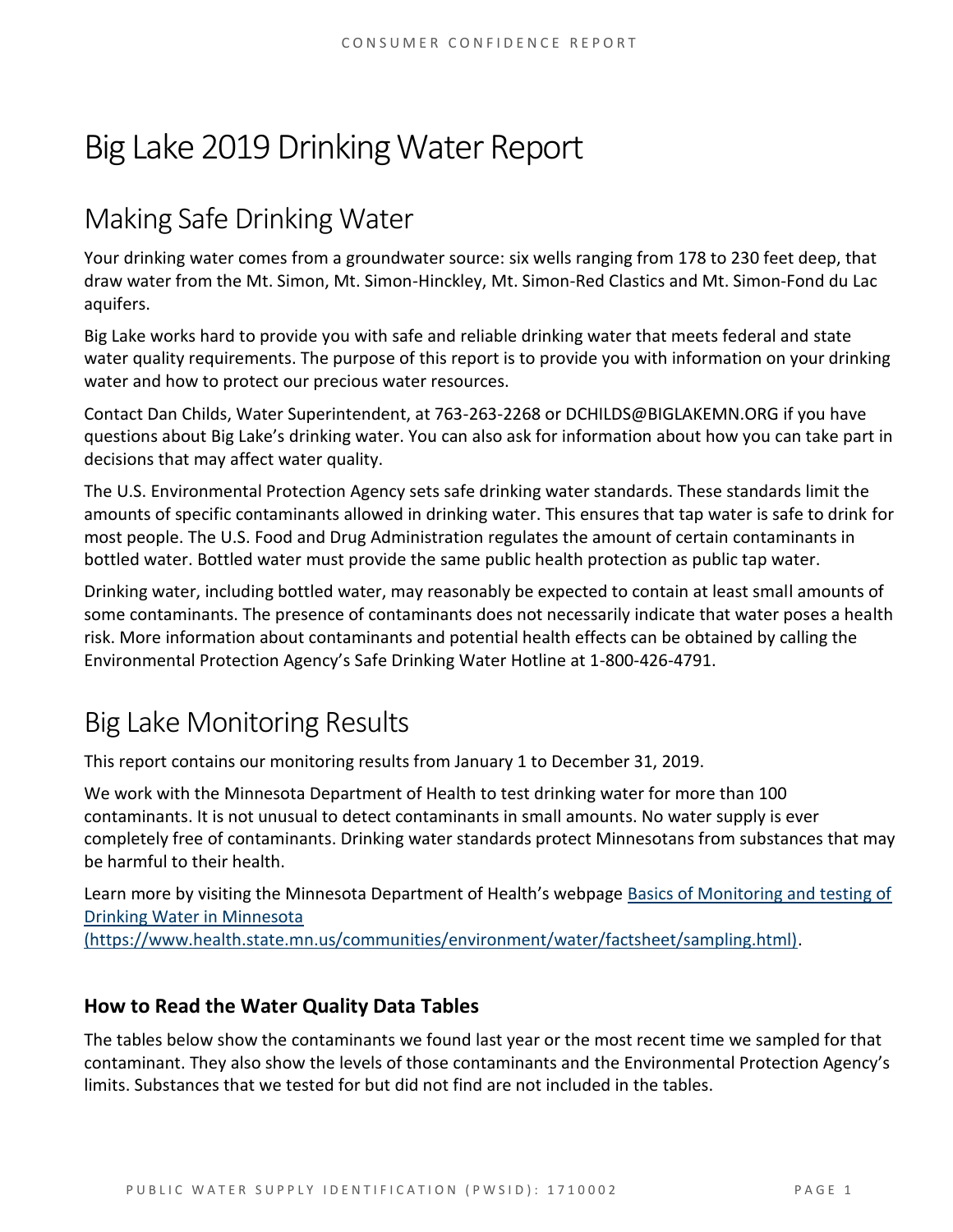# Big Lake 2019 Drinking Water Report

## Making Safe Drinking Water

Your drinking water comes from a groundwater source: six wells ranging from 178 to 230 feet deep, that draw water from the Mt. Simon, Mt. Simon-Hinckley, Mt. Simon-Red Clastics and Mt. Simon-Fond du Lac aquifers.

Big Lake works hard to provide you with safe and reliable drinking water that meets federal and state water quality requirements. The purpose of this report is to provide you with information on your drinking water and how to protect our precious water resources.

Contact Dan Childs, Water Superintendent, at 763-263-2268 or DCHILDS@BIGLAKEMN.ORG if you have questions about Big Lake's drinking water. You can also ask for information about how you can take part in decisions that may affect water quality.

The U.S. Environmental Protection Agency sets safe drinking water standards. These standards limit the amounts of specific contaminants allowed in drinking water. This ensures that tap water is safe to drink for most people. The U.S. Food and Drug Administration regulates the amount of certain contaminants in bottled water. Bottled water must provide the same public health protection as public tap water.

Drinking water, including bottled water, may reasonably be expected to contain at least small amounts of some contaminants. The presence of contaminants does not necessarily indicate that water poses a health risk. More information about contaminants and potential health effects can be obtained by calling the Environmental Protection Agency's Safe Drinking Water Hotline at 1-800-426-4791.

## Big Lake Monitoring Results

This report contains our monitoring results from January 1 to December 31, 2019.

We work with the Minnesota Department of Health to test drinking water for more than 100 contaminants. It is not unusual to detect contaminants in small amounts. No water supply is ever completely free of contaminants. Drinking water standards protect Minnesotans from substances that may be harmful to their health.

Learn more by visiting the Minnesota Department of Health's webpage [Basics of Monitoring and testing of Drinking Water in Minnesota (https://www.health.state.mn.us/communities/environment/water/factsheet/sampling.html)](https://www.health.state.mn.us/communities/environment/water/factsheet/sampling.html).

### How to Read the Water Quality Data Tables

The tables below show the contaminants we found last year or the most recent time we sampled for that contaminant. They also show the levels of those contaminants and the Environmental Protection Agency's limits. Substances that we tested for but did not find are not included in the tables.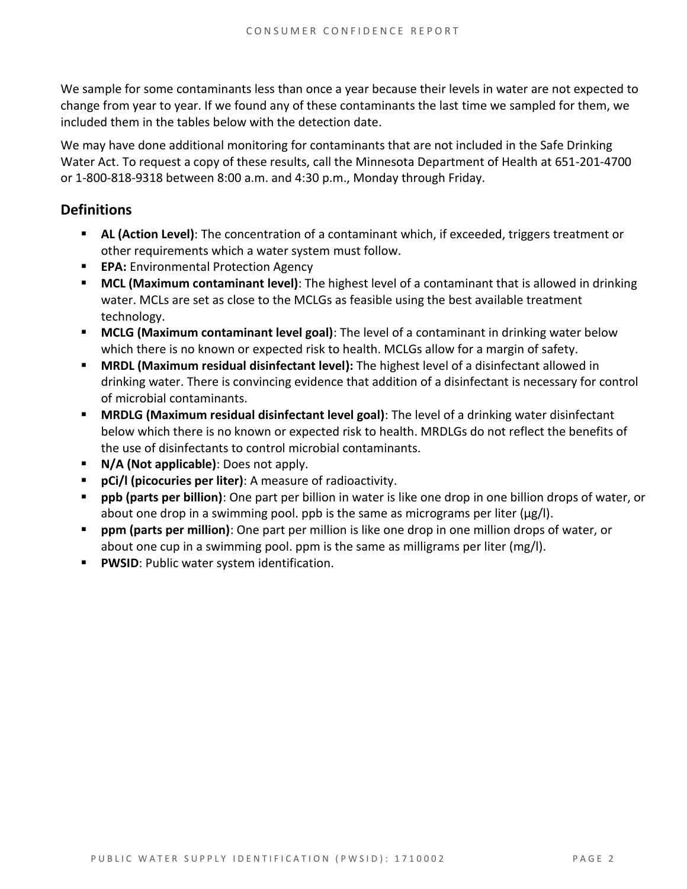We sample for some contaminants less than once a year because their levels in water are not expected to change from year to year. If we found any of these contaminants the last time we sampled for them, we included them in the tables below with the detection date.

We may have done additional monitoring for contaminants that are not included in the Safe Drinking Water Act. To request a copy of these results, call the Minnesota Department of Health at 651-201-4700 or 1-800-818-9318 between 8:00 a.m. and 4:30 p.m., Monday through Friday.

## Definitions

- **AL (Action Level)**: The concentration of a contaminant which, if exceeded, triggers treatment or other requirements which a water system must follow.
- **EPA:** Environmental Protection Agency
- **MCL (Maximum contaminant level)**: The highest level of a contaminant that is allowed in drinking water. MCLs are set as close to the MCLGs as feasible using the best available treatment technology.
- **MCLG (Maximum contaminant level goal)**: The level of a contaminant in drinking water below which there is no known or expected risk to health. MCLGs allow for a margin of safety.
- **MRDL (Maximum residual disinfectant level):** The highest level of a disinfectant allowed in drinking water. There is convincing evidence that addition of a disinfectant is necessary for control of microbial contaminants.
- **MRDLG (Maximum residual disinfectant level goal)**: The level of a drinking water disinfectant below which there is no known or expected risk to health. MRDLGs do not reflect the benefits of the use of disinfectants to control microbial contaminants.
- **N/A (Not applicable)**: Does not apply.
- **pCi/l (picocuries per liter)**: A measure of radioactivity.
- **ppb (parts per billion)**: One part per billion in water is like one drop in one billion drops of water, or about one drop in a swimming pool. ppb is the same as micrograms per liter (μg/l).
- **ppm (parts per million)**: One part per million is like one drop in one million drops of water, or about one cup in a swimming pool. ppm is the same as milligrams per liter (mg/l).
- **PWSID**: Public water system identification.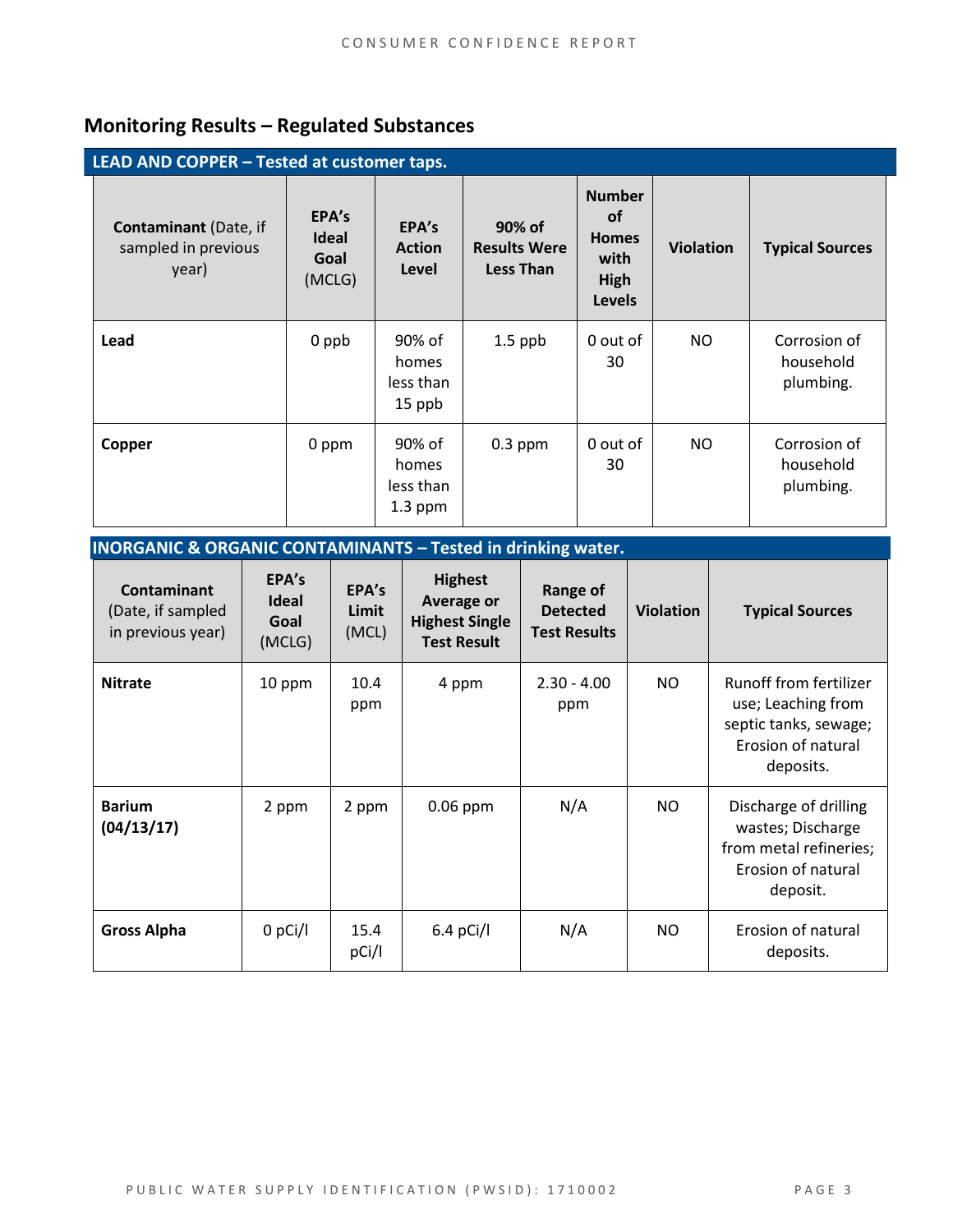## Monitoring Results – Regulated Substances

| LEAD AND COPPER – Tested at customer taps. | | | | | | |
|---|---|---|---|---|---|---|
| **Contaminant** (Date, if sampled in previous year) | **EPA's Ideal Goal** (MCLG) | **EPA's Action Level** | **90% of Results Were Less Than** | **Number of Homes with High Levels** | **Violation** | **Typical Sources** |
| **Lead** | 0 ppb | 90% of homes less than 15 ppb | 1.5 ppb | 0 out of 30 | NO | Corrosion of household plumbing. |
| **Copper** | 0 ppm | 90% of homes less than 1.3 ppm | 0.3 ppm | 0 out of 30 | NO | Corrosion of household plumbing. |

| INORGANIC & ORGANIC CONTAMINANTS – Tested in drinking water. | | | | | | |
|---|---|---|---|---|---|---|
| **Contaminant** (Date, if sampled in previous year) | **EPA's Ideal Goal** (MCLG) | **EPA's Limit** (MCL) | **Highest Average or Highest Single Test Result** | **Range of Detected Test Results** | **Violation** | **Typical Sources** |
| **Nitrate** | 10 ppm | 10.4 ppm | 4 ppm | 2.30 - 4.00 ppm | NO | Runoff from fertilizer use; Leaching from septic tanks, sewage; Erosion of natural deposits. |
| **Barium (04/13/17)** | 2 ppm | 2 ppm | 0.06 ppm | N/A | NO | Discharge of drilling wastes; Discharge from metal refineries; Erosion of natural deposit. |
| **Gross Alpha** | 0 pCi/l | 15.4 pCi/l | 6.4 pCi/l | N/A | NO | Erosion of natural deposits. |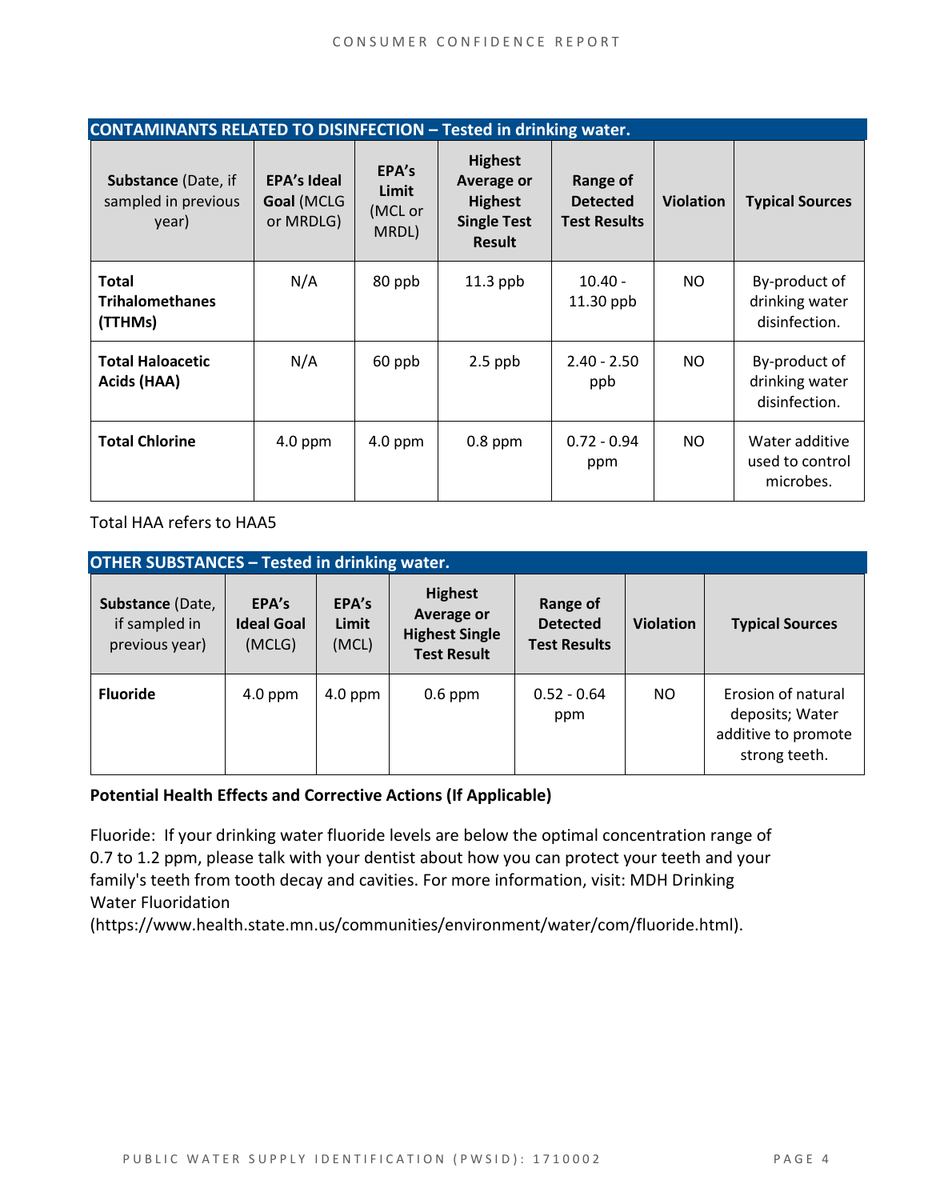| CONTAMINANTS RELATED TO DISINFECTION – Tested in drinking water. | | | | | | |
|---|---|---|---|---|---|---|
| **Substance** (Date, if sampled in previous year) | **EPA's Ideal Goal** (MCLG or MRDLG) | **EPA's Limit** (MCL or MRDL) | **Highest Average or Highest Single Test Result** | **Range of Detected Test Results** | **Violation** | **Typical Sources** |
| **Total Trihalomethanes (TTHMs)** | N/A | 80 ppb | 11.3 ppb | 10.40 - 11.30 ppb | NO | By-product of drinking water disinfection. |
| **Total Haloacetic Acids (HAA)** | N/A | 60 ppb | 2.5 ppb | 2.40 - 2.50 ppb | NO | By-product of drinking water disinfection. |
| **Total Chlorine** | 4.0 ppm | 4.0 ppm | 0.8 ppm | 0.72 - 0.94 ppm | NO | Water additive used to control microbes. |

Total HAA refers to HAA5

| OTHER SUBSTANCES – Tested in drinking water. | | | | | | |
|---|---|---|---|---|---|---|
| **Substance** (Date, if sampled in previous year) | **EPA's Ideal Goal** (MCLG) | **EPA's Limit** (MCL) | **Highest Average or Highest Single Test Result** | **Range of Detected Test Results** | **Violation** | **Typical Sources** |
| **Fluoride** | 4.0 ppm | 4.0 ppm | 0.6 ppm | 0.52 - 0.64 ppm | NO | Erosion of natural deposits; Water additive to promote strong teeth. |

**Potential Health Effects and Corrective Actions (If Applicable)**

Fluoride: If your drinking water fluoride levels are below the optimal concentration range of 0.7 to 1.2 ppm, please talk with your dentist about how you can protect your teeth and your family's teeth from tooth decay and cavities. For more information, visit: MDH Drinking Water Fluoridation (https://www.health.state.mn.us/communities/environment/water/com/fluoride.html).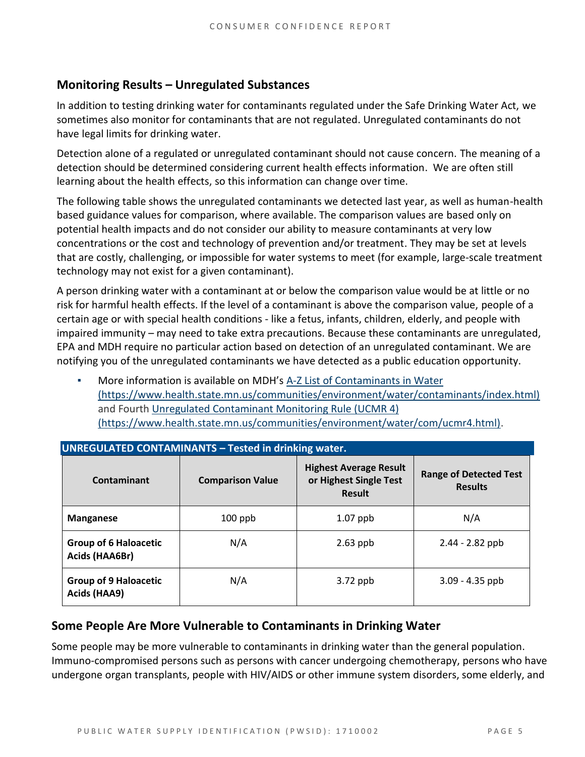## Monitoring Results – Unregulated Substances

In addition to testing drinking water for contaminants regulated under the Safe Drinking Water Act, we sometimes also monitor for contaminants that are not regulated. Unregulated contaminants do not have legal limits for drinking water.

Detection alone of a regulated or unregulated contaminant should not cause concern. The meaning of a detection should be determined considering current health effects information. We are often still learning about the health effects, so this information can change over time.

The following table shows the unregulated contaminants we detected last year, as well as human-health based guidance values for comparison, where available. The comparison values are based only on potential health impacts and do not consider our ability to measure contaminants at very low concentrations or the cost and technology of prevention and/or treatment. They may be set at levels that are costly, challenging, or impossible for water systems to meet (for example, large-scale treatment technology may not exist for a given contaminant).

A person drinking water with a contaminant at or below the comparison value would be at little or no risk for harmful health effects. If the level of a contaminant is above the comparison value, people of a certain age or with special health conditions - like a fetus, infants, children, elderly, and people with impaired immunity – may need to take extra precautions. Because these contaminants are unregulated, EPA and MDH require no particular action based on detection of an unregulated contaminant. We are notifying you of the unregulated contaminants we have detected as a public education opportunity.

- More information is available on MDH's [A-Z List of Contaminants in Water (https://www.health.state.mn.us/communities/environment/water/contaminants/index.html)](https://www.health.state.mn.us/communities/environment/water/contaminants/index.html) and Fourth [Unregulated Contaminant Monitoring Rule (UCMR 4) (https://www.health.state.mn.us/communities/environment/water/com/ucmr4.html)](https://www.health.state.mn.us/communities/environment/water/com/ucmr4.html).

**UNREGULATED CONTAMINANTS – Tested in drinking water.**

| Contaminant | Comparison Value | Highest Average Result or Highest Single Test Result | Range of Detected Test Results |
|---|---|---|---|
| **Manganese** | 100 ppb | 1.07 ppb | N/A |
| **Group of 6 Haloacetic Acids (HAA6Br)** | N/A | 2.63 ppb | 2.44 - 2.82 ppb |
| **Group of 9 Haloacetic Acids (HAA9)** | N/A | 3.72 ppb | 3.09 - 4.35 ppb |

## Some People Are More Vulnerable to Contaminants in Drinking Water

Some people may be more vulnerable to contaminants in drinking water than the general population. Immuno-compromised persons such as persons with cancer undergoing chemotherapy, persons who have undergone organ transplants, people with HIV/AIDS or other immune system disorders, some elderly, and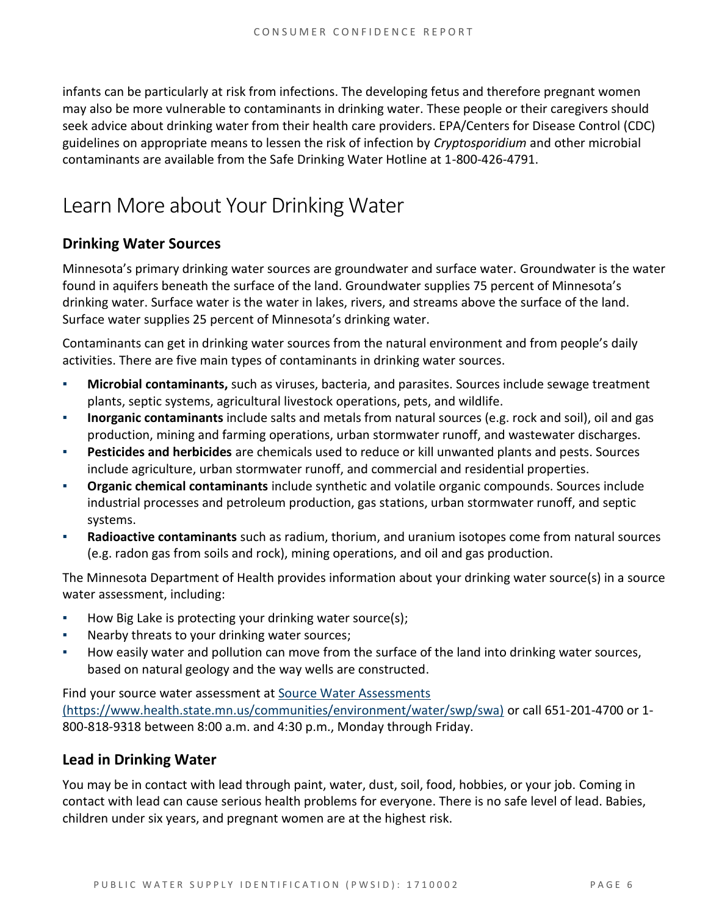infants can be particularly at risk from infections. The developing fetus and therefore pregnant women may also be more vulnerable to contaminants in drinking water. These people or their caregivers should seek advice about drinking water from their health care providers. EPA/Centers for Disease Control (CDC) guidelines on appropriate means to lessen the risk of infection by *Cryptosporidium* and other microbial contaminants are available from the Safe Drinking Water Hotline at 1-800-426-4791.

# Learn More about Your Drinking Water

## Drinking Water Sources

Minnesota's primary drinking water sources are groundwater and surface water. Groundwater is the water found in aquifers beneath the surface of the land. Groundwater supplies 75 percent of Minnesota's drinking water. Surface water is the water in lakes, rivers, and streams above the surface of the land. Surface water supplies 25 percent of Minnesota's drinking water.

Contaminants can get in drinking water sources from the natural environment and from people's daily activities. There are five main types of contaminants in drinking water sources.

- **Microbial contaminants,** such as viruses, bacteria, and parasites. Sources include sewage treatment plants, septic systems, agricultural livestock operations, pets, and wildlife.
- **Inorganic contaminants** include salts and metals from natural sources (e.g. rock and soil), oil and gas production, mining and farming operations, urban stormwater runoff, and wastewater discharges.
- **Pesticides and herbicides** are chemicals used to reduce or kill unwanted plants and pests. Sources include agriculture, urban stormwater runoff, and commercial and residential properties.
- **Organic chemical contaminants** include synthetic and volatile organic compounds. Sources include industrial processes and petroleum production, gas stations, urban stormwater runoff, and septic systems.
- **Radioactive contaminants** such as radium, thorium, and uranium isotopes come from natural sources (e.g. radon gas from soils and rock), mining operations, and oil and gas production.

The Minnesota Department of Health provides information about your drinking water source(s) in a source water assessment, including:

- How Big Lake is protecting your drinking water source(s);
- Nearby threats to your drinking water sources;
- How easily water and pollution can move from the surface of the land into drinking water sources, based on natural geology and the way wells are constructed.

Find your source water assessment at [Source Water Assessments (https://www.health.state.mn.us/communities/environment/water/swp/swa)](https://www.health.state.mn.us/communities/environment/water/swp/swa) or call 651-201-4700 or 1-800-818-9318 between 8:00 a.m. and 4:30 p.m., Monday through Friday.

## Lead in Drinking Water

You may be in contact with lead through paint, water, dust, soil, food, hobbies, or your job. Coming in contact with lead can cause serious health problems for everyone. There is no safe level of lead. Babies, children under six years, and pregnant women are at the highest risk.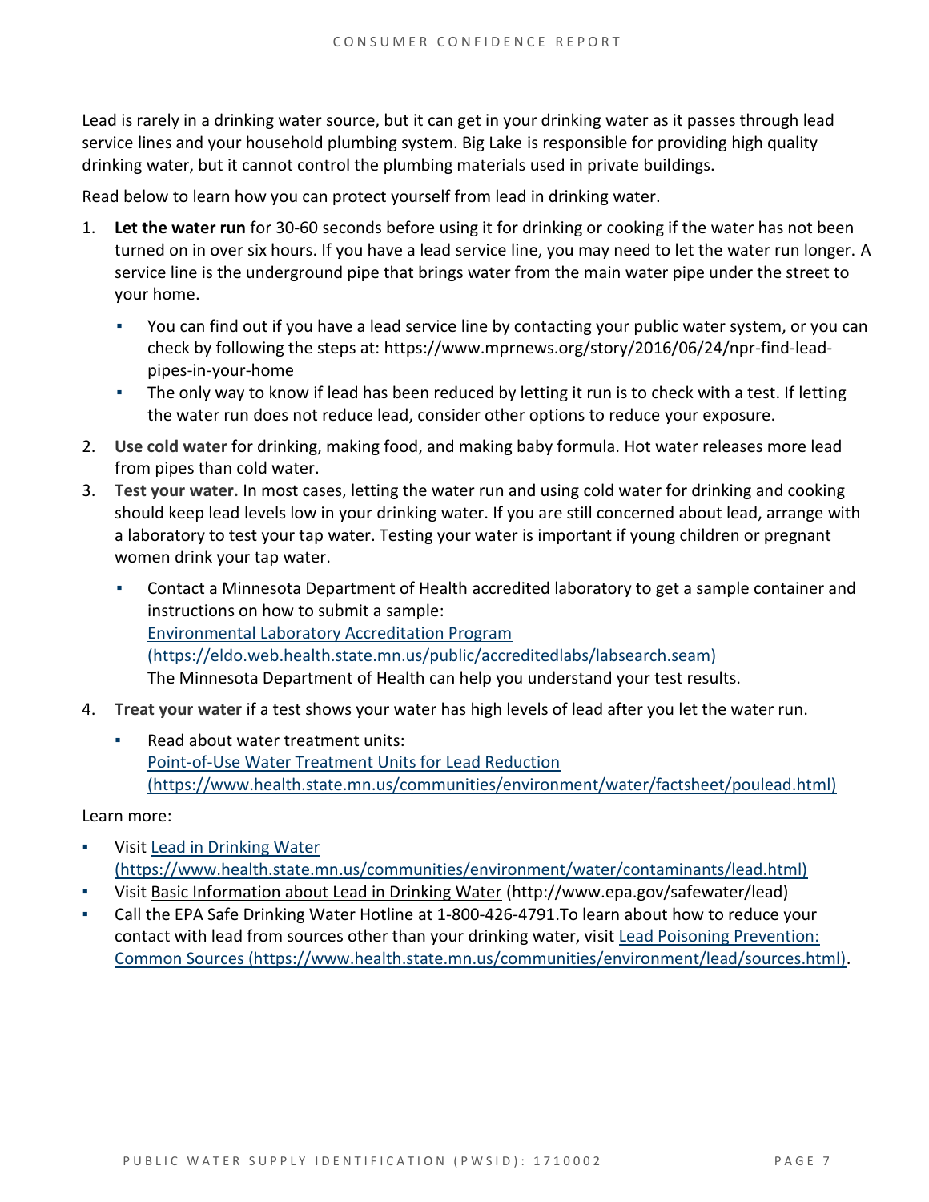Lead is rarely in a drinking water source, but it can get in your drinking water as it passes through lead service lines and your household plumbing system. Big Lake is responsible for providing high quality drinking water, but it cannot control the plumbing materials used in private buildings.

Read below to learn how you can protect yourself from lead in drinking water.

1. **Let the water run** for 30-60 seconds before using it for drinking or cooking if the water has not been turned on in over six hours. If you have a lead service line, you may need to let the water run longer. A service line is the underground pipe that brings water from the main water pipe under the street to your home.
   - You can find out if you have a lead service line by contacting your public water system, or you can check by following the steps at: https://www.mprnews.org/story/2016/06/24/npr-find-lead-pipes-in-your-home
   - The only way to know if lead has been reduced by letting it run is to check with a test. If letting the water run does not reduce lead, consider other options to reduce your exposure.
2. **Use cold water** for drinking, making food, and making baby formula. Hot water releases more lead from pipes than cold water.
3. **Test your water.** In most cases, letting the water run and using cold water for drinking and cooking should keep lead levels low in your drinking water. If you are still concerned about lead, arrange with a laboratory to test your tap water. Testing your water is important if young children or pregnant women drink your tap water.
   - Contact a Minnesota Department of Health accredited laboratory to get a sample container and instructions on how to submit a sample:
     Environmental Laboratory Accreditation Program
     (https://eldo.web.health.state.mn.us/public/accreditedlabs/labsearch.seam)
     The Minnesota Department of Health can help you understand your test results.
4. **Treat your water** if a test shows your water has high levels of lead after you let the water run.
   - Read about water treatment units:
     Point-of-Use Water Treatment Units for Lead Reduction
     (https://www.health.state.mn.us/communities/environment/water/factsheet/poulead.html)

Learn more:

- Visit Lead in Drinking Water
  (https://www.health.state.mn.us/communities/environment/water/contaminants/lead.html)
- Visit Basic Information about Lead in Drinking Water (http://www.epa.gov/safewater/lead)
- Call the EPA Safe Drinking Water Hotline at 1-800-426-4791.To learn about how to reduce your contact with lead from sources other than your drinking water, visit Lead Poisoning Prevention: Common Sources (https://www.health.state.mn.us/communities/environment/lead/sources.html).